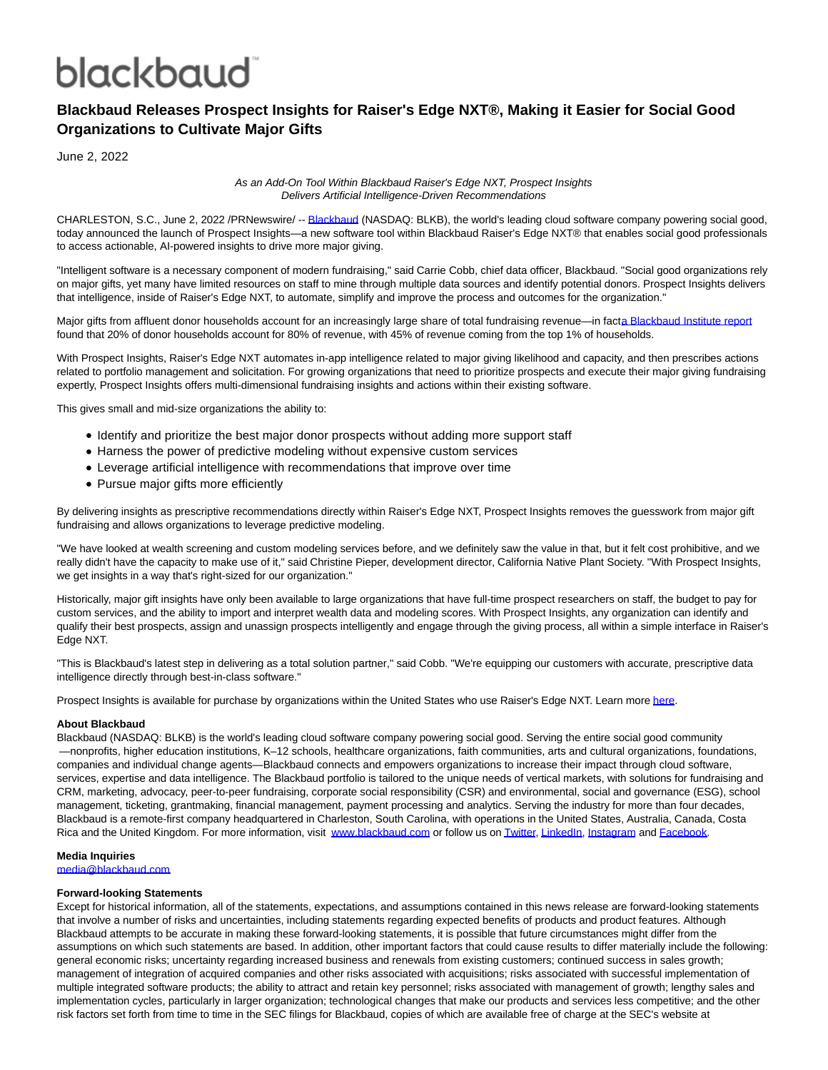blackbaud

# Blackbaud Releases Prospect Insights for Raiser's Edge NXT®, Making it Easier for Social Good Organizations to Cultivate Major Gifts

June 2, 2022

*As an Add-On Tool Within Blackbaud Raiser's Edge NXT, Prospect Insights Delivers Artificial Intelligence-Driven Recommendations*

CHARLESTON, S.C., June 2, 2022 /PRNewswire/ -- Blackbaud (NASDAQ: BLKB), the world's leading cloud software company powering social good, today announced the launch of Prospect Insights—a new software tool within Blackbaud Raiser's Edge NXT® that enables social good professionals to access actionable, AI-powered insights to drive more major giving.

"Intelligent software is a necessary component of modern fundraising," said Carrie Cobb, chief data officer, Blackbaud. "Social good organizations rely on major gifts, yet many have limited resources on staff to mine through multiple data sources and identify potential donors. Prospect Insights delivers that intelligence, inside of Raiser's Edge NXT, to automate, simplify and improve the process and outcomes for the organization."

Major gifts from affluent donor households account for an increasingly large share of total fundraising revenue—in fact a Blackbaud Institute report found that 20% of donor households account for 80% of revenue, with 45% of revenue coming from the top 1% of households.

With Prospect Insights, Raiser's Edge NXT automates in-app intelligence related to major giving likelihood and capacity, and then prescribes actions related to portfolio management and solicitation. For growing organizations that need to prioritize prospects and execute their major giving fundraising expertly, Prospect Insights offers multi-dimensional fundraising insights and actions within their existing software.

This gives small and mid-size organizations the ability to:

- Identify and prioritize the best major donor prospects without adding more support staff
- Harness the power of predictive modeling without expensive custom services
- Leverage artificial intelligence with recommendations that improve over time
- Pursue major gifts more efficiently

By delivering insights as prescriptive recommendations directly within Raiser's Edge NXT, Prospect Insights removes the guesswork from major gift fundraising and allows organizations to leverage predictive modeling.

"We have looked at wealth screening and custom modeling services before, and we definitely saw the value in that, but it felt cost prohibitive, and we really didn't have the capacity to make use of it," said Christine Pieper, development director, California Native Plant Society. "With Prospect Insights, we get insights in a way that's right-sized for our organization."

Historically, major gift insights have only been available to large organizations that have full-time prospect researchers on staff, the budget to pay for custom services, and the ability to import and interpret wealth data and modeling scores. With Prospect Insights, any organization can identify and qualify their best prospects, assign and unassign prospects intelligently and engage through the giving process, all within a simple interface in Raiser's Edge NXT.

"This is Blackbaud's latest step in delivering as a total solution partner," said Cobb. "We're equipping our customers with accurate, prescriptive data intelligence directly through best-in-class software."

Prospect Insights is available for purchase by organizations within the United States who use Raiser's Edge NXT. Learn more here.

**About Blackbaud**
Blackbaud (NASDAQ: BLKB) is the world's leading cloud software company powering social good. Serving the entire social good community —nonprofits, higher education institutions, K–12 schools, healthcare organizations, faith communities, arts and cultural organizations, foundations, companies and individual change agents—Blackbaud connects and empowers organizations to increase their impact through cloud software, services, expertise and data intelligence. The Blackbaud portfolio is tailored to the unique needs of vertical markets, with solutions for fundraising and CRM, marketing, advocacy, peer-to-peer fundraising, corporate social responsibility (CSR) and environmental, social and governance (ESG), school management, ticketing, grantmaking, financial management, payment processing and analytics. Serving the industry for more than four decades, Blackbaud is a remote-first company headquartered in Charleston, South Carolina, with operations in the United States, Australia, Canada, Costa Rica and the United Kingdom. For more information, visit www.blackbaud.com or follow us on Twitter, LinkedIn, Instagram and Facebook.

**Media Inquiries**
media@blackbaud.com

**Forward-looking Statements**
Except for historical information, all of the statements, expectations, and assumptions contained in this news release are forward-looking statements that involve a number of risks and uncertainties, including statements regarding expected benefits of products and product features. Although Blackbaud attempts to be accurate in making these forward-looking statements, it is possible that future circumstances might differ from the assumptions on which such statements are based. In addition, other important factors that could cause results to differ materially include the following: general economic risks; uncertainty regarding increased business and renewals from existing customers; continued success in sales growth; management of integration of acquired companies and other risks associated with acquisitions; risks associated with successful implementation of multiple integrated software products; the ability to attract and retain key personnel; risks associated with management of growth; lengthy sales and implementation cycles, particularly in larger organization; technological changes that make our products and services less competitive; and the other risk factors set forth from time to time in the SEC filings for Blackbaud, copies of which are available free of charge at the SEC's website at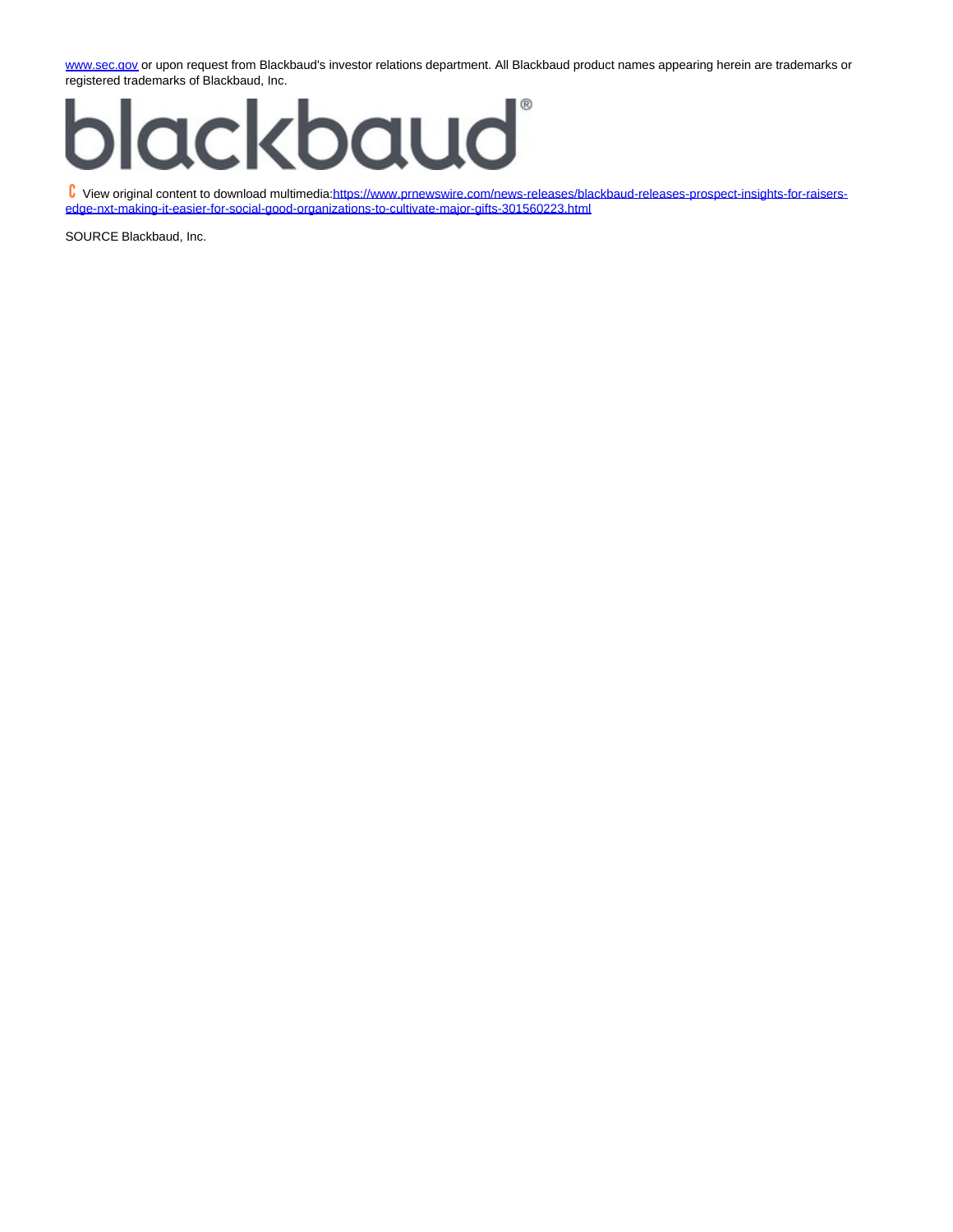www.sec.gov or upon request from Blackbaud's investor relations department. All Blackbaud product names appearing herein are trademarks or registered trademarks of Blackbaud, Inc.

View original content to download multimedia:https://www.prnewswire.com/news-releases/blackbaud-releases-prospect-insights-for-raisers-edge-nxt-making-it-easier-for-social-good-organizations-to-cultivate-major-gifts-301560223.html

SOURCE Blackbaud, Inc.